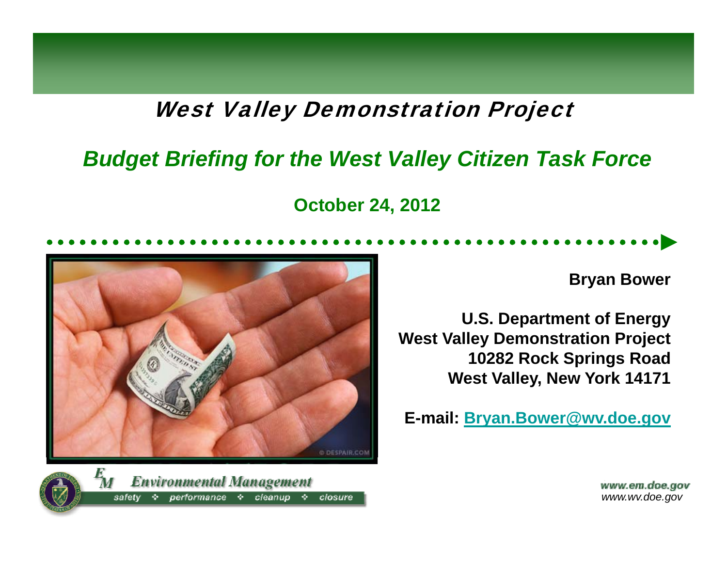# West Valley Demonstration Project

## *Budget Briefing for the West Valley Citizen Task Force*

**October 24, 2012**

**Bryan Bower**

**U.S. Department of Energy**
**West Valley Demonstration Project**
**10282 Rock Springs Road**
**West Valley, New York 14171**

**E-mail: Bryan.Bower@wv.doe.gov**

Environmental Management
safety ❖ performance ❖ cleanup ❖ closure

www.em.doe.gov
*www.wv.doe.gov*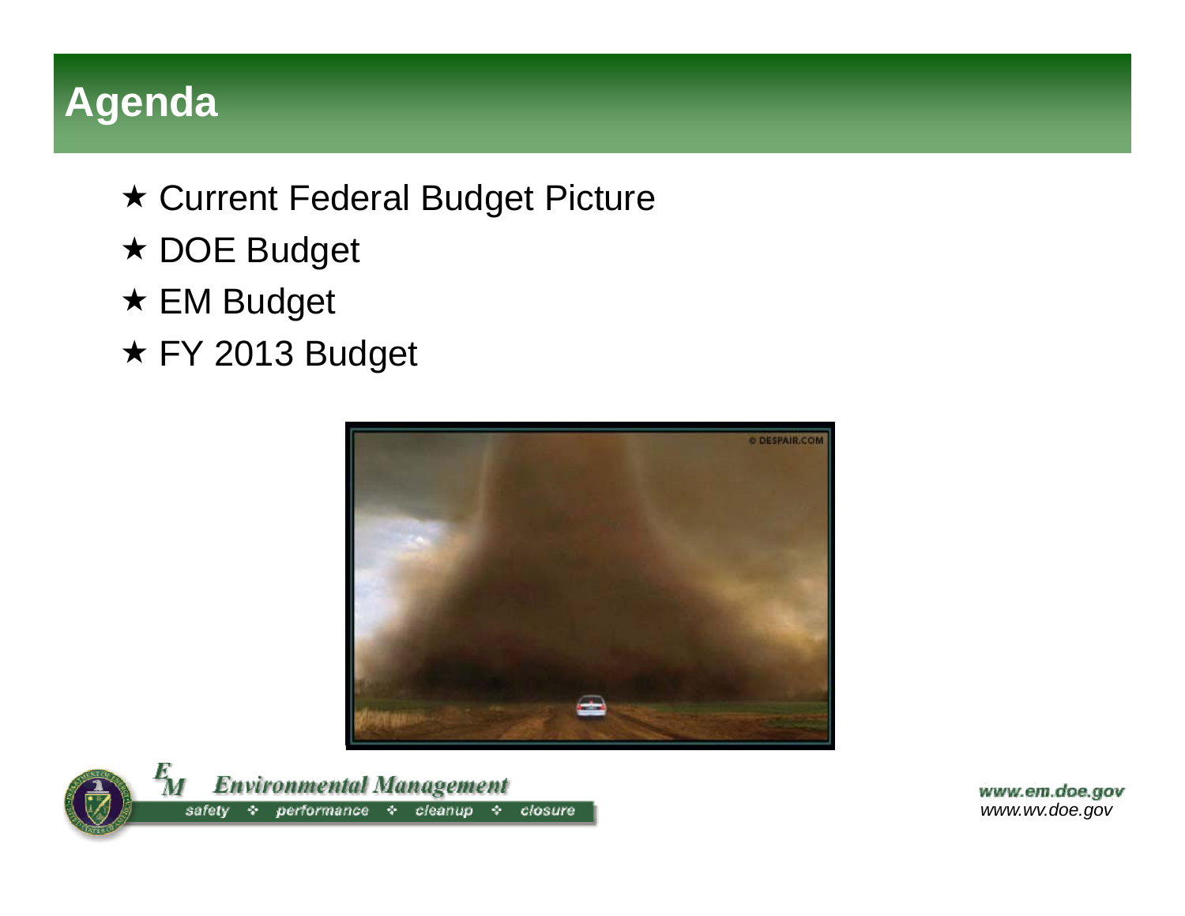# Agenda

- ★ Current Federal Budget Picture
- ★ DOE Budget
- ★ EM Budget
- ★ FY 2013 Budget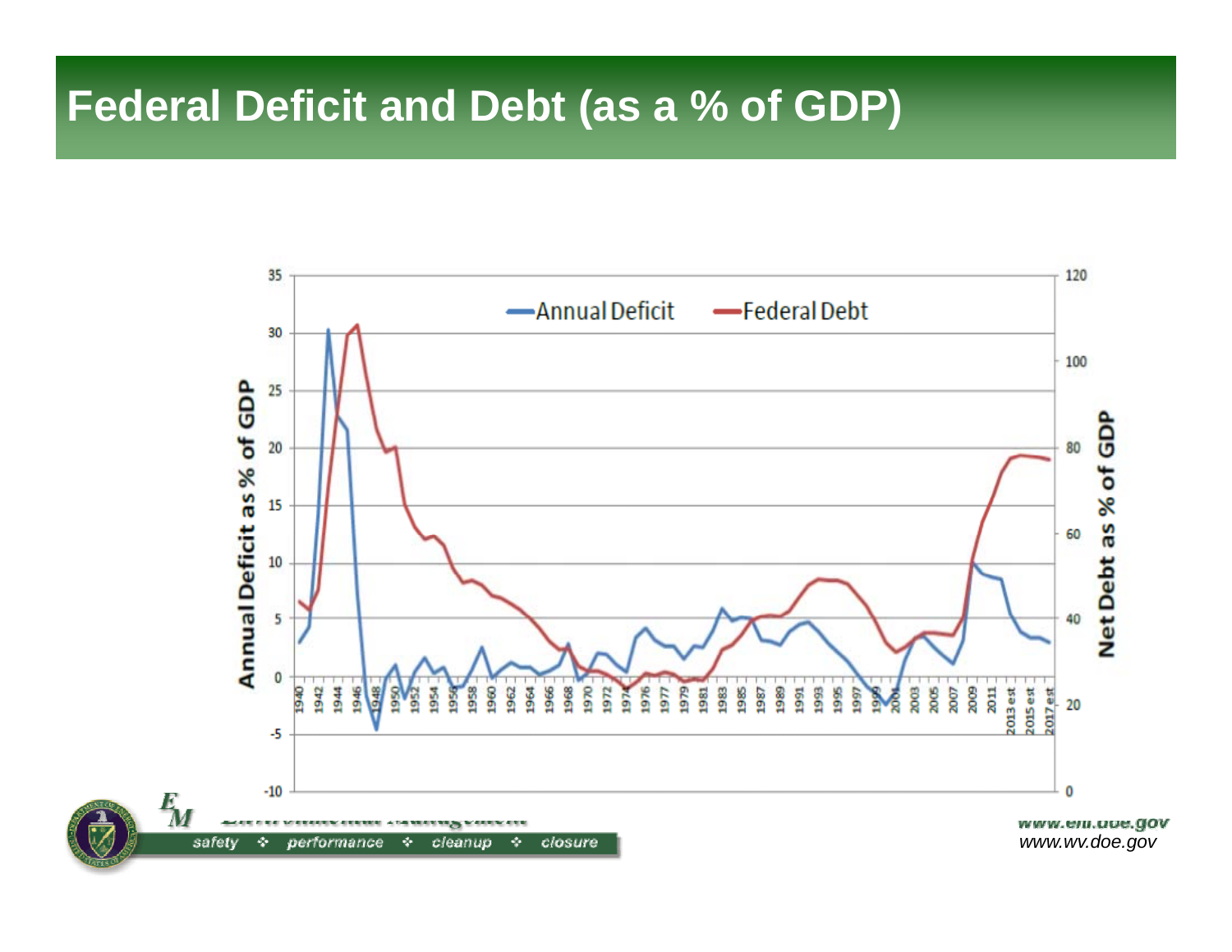# Federal Deficit and Debt (as a % of GDP)

Annual Deficit — Federal Debt

Annual Deficit as % of GDP

Net Debt as % of GDP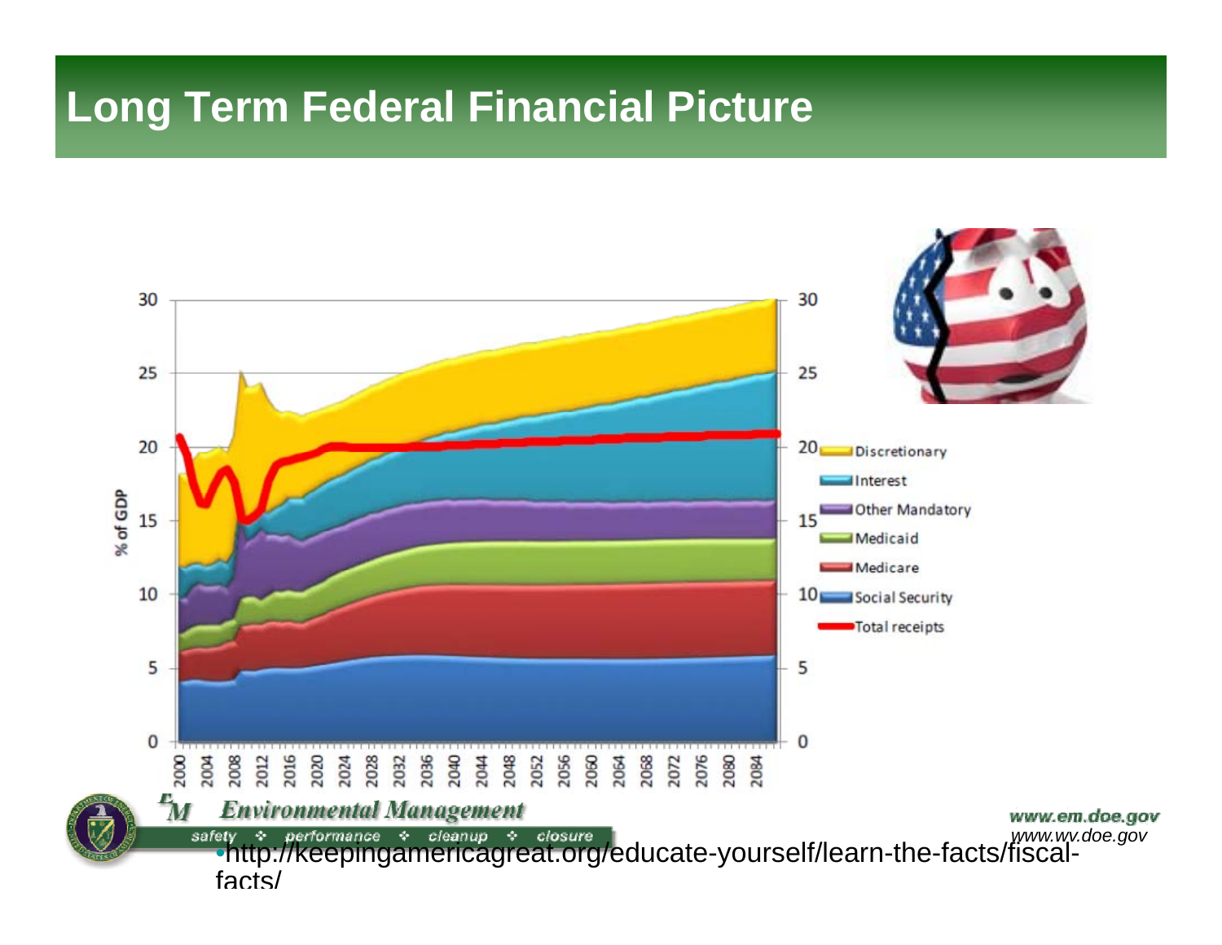# Long Term Federal Financial Picture

- http://keepingamericagreat.org/educate-yourself/learn-the-facts/fiscal-facts/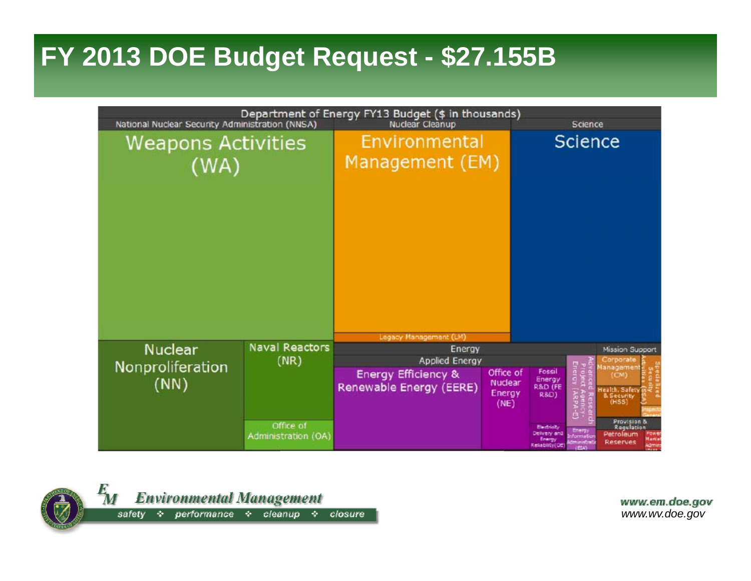# FY 2013 DOE Budget Request - $27.155B

Department of Energy FY13 Budget ($ in thousands)

National Nuclear Security Administration (NNSA)

- Weapons Activities (WA)
- Nuclear Nonproliferation (NN)
- Naval Reactors (NR)
- Office of Administration (OA)

Nuclear Cleanup

- Environmental Management (EM)
- Legacy Management (LM)

Science

- Science

Energy

Applied Energy

- Energy Efficiency & Renewable Energy (EERE)
- Office of Nuclear Energy (NE)
- Fossil Energy R&D (FE R&D)
- Electricity Delivery and Energy Reliability (OE)
- Advanced Research Project Agency - Energy (ARPA-E)
- Energy Information Administration (EIA)

Mission Support

- Corporate Management (CM)
- Health, Safety & Security (HSS)
- Specialized Security Activities (SSA)

Provision & Regulation

- Petroleum Reserves

*Environmental Management*

safety ❖ performance ❖ cleanup ❖ closure

www.em.doe.gov
www.wv.doe.gov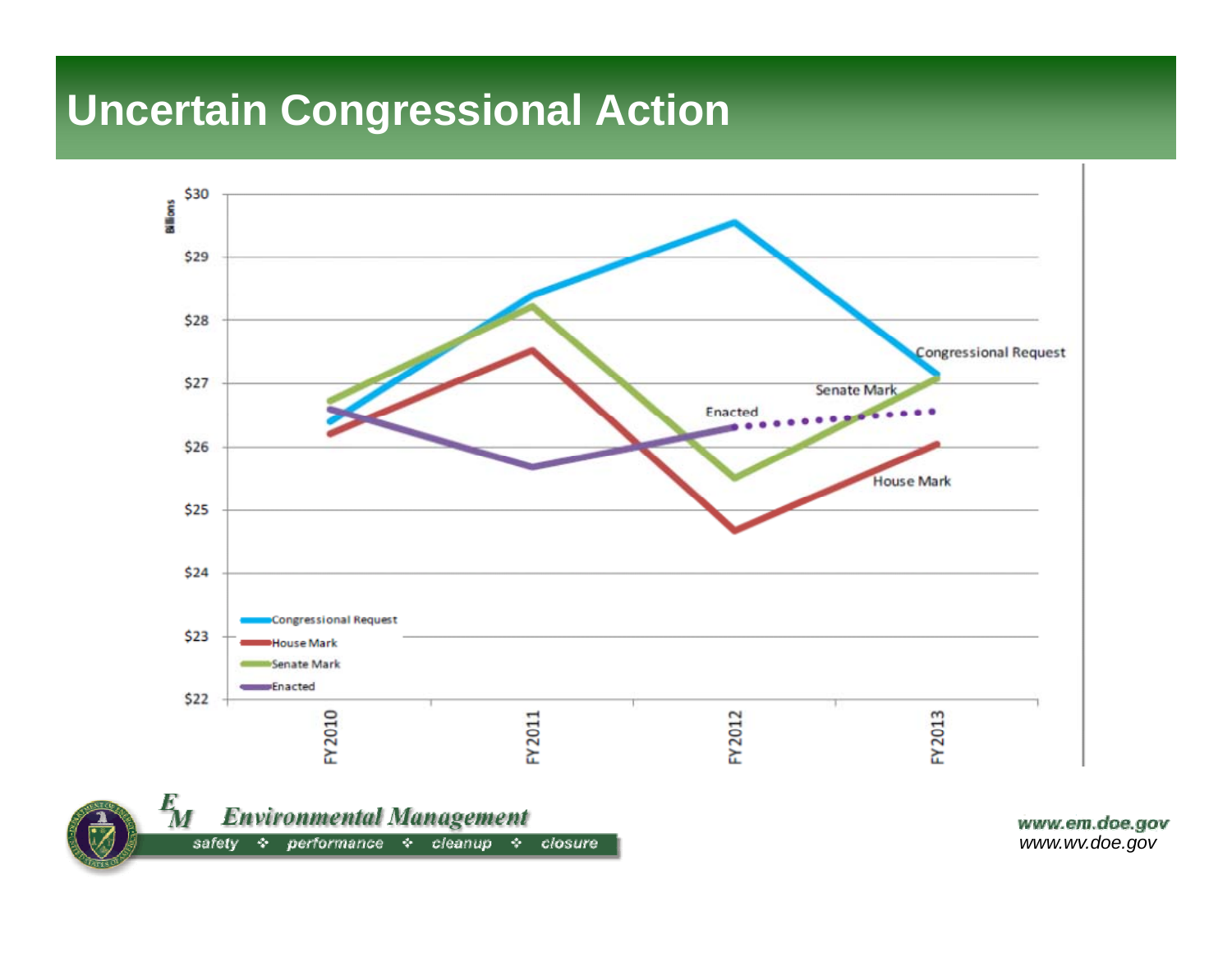# Uncertain Congressional Action

Billions

$30
$29
$28
$27
$26
$25
$24
$23
$22

FY2010 FY2011 FY2012 FY2013

Congressional Request
Senate Mark
Enacted
House Mark

- Congressional Request
- House Mark
- Senate Mark
- Enacted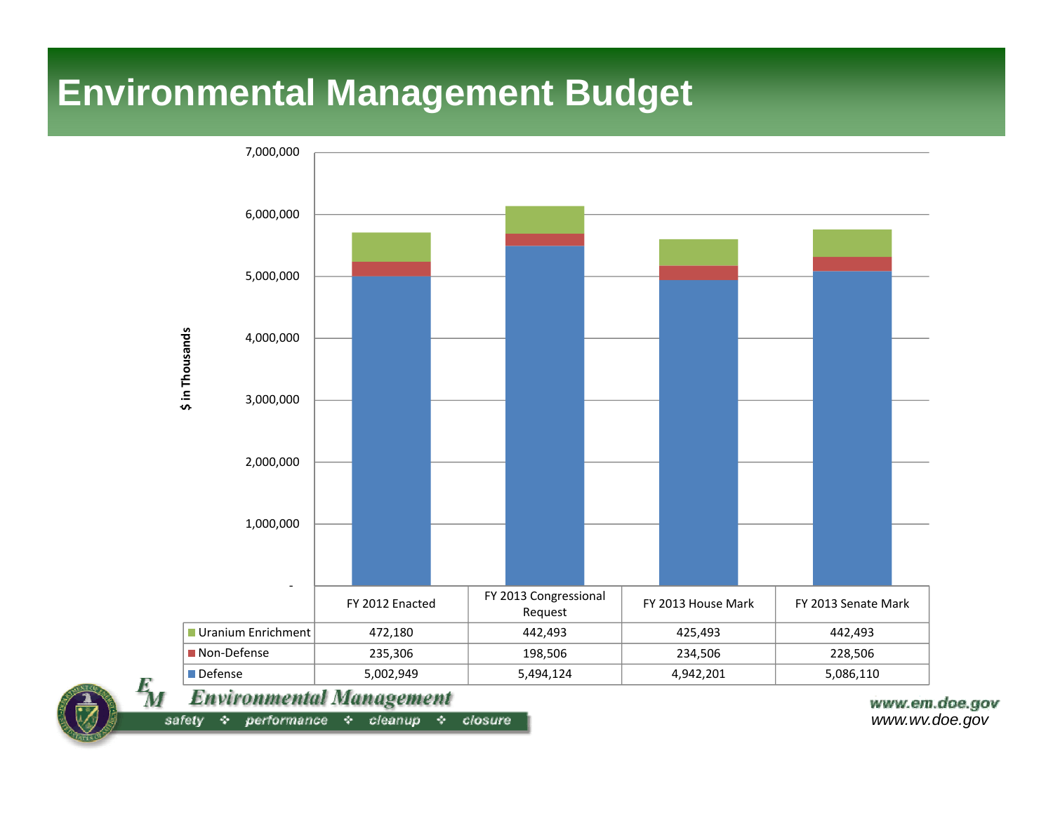# Environmental Management Budget

$ in Thousands

| | FY 2012 Enacted | FY 2013 Congressional Request | FY 2013 House Mark | FY 2013 Senate Mark |
|---|---|---|---|---|
| Uranium Enrichment | 472,180 | 442,493 | 425,493 | 442,493 |
| Non-Defense | 235,306 | 198,506 | 234,506 | 228,506 |
| Defense | 5,002,949 | 5,494,124 | 4,942,201 | 5,086,110 |

Environmental Management

safety ❖ performance ❖ cleanup ❖ closure

www.em.doe.gov
www.wv.doe.gov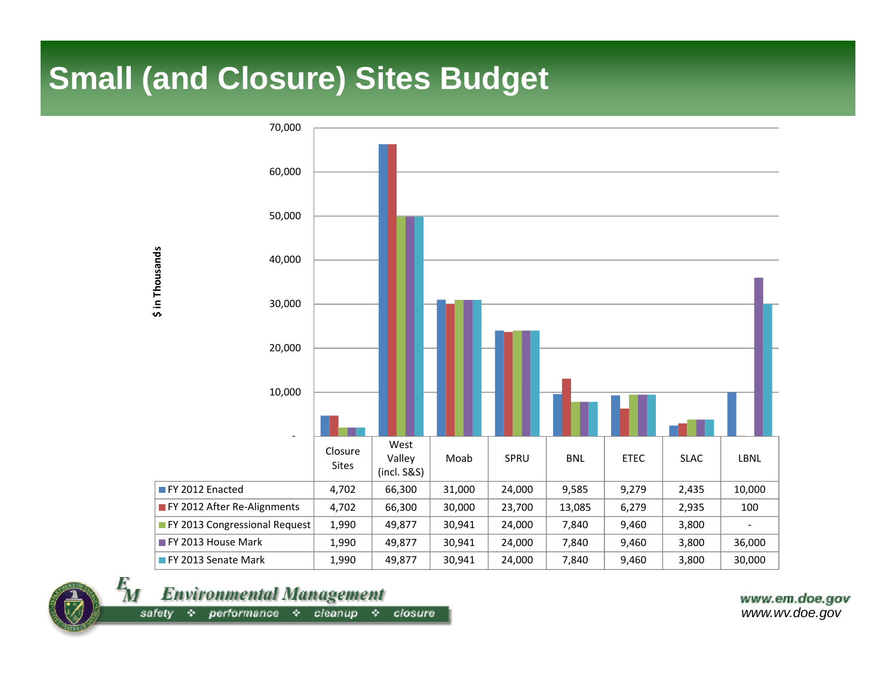# Small (and Closure) Sites Budget

$ in Thousands

| | Closure Sites | West Valley (incl. S&S) | Moab | SPRU | BNL | ETEC | SLAC | LBNL |
|---|---|---|---|---|---|---|---|---|
| FY 2012 Enacted | 4,702 | 66,300 | 31,000 | 24,000 | 9,585 | 9,279 | 2,435 | 10,000 |
| FY 2012 After Re-Alignments | 4,702 | 66,300 | 30,000 | 23,700 | 13,085 | 6,279 | 2,935 | 100 |
| FY 2013 Congressional Request | 1,990 | 49,877 | 30,941 | 24,000 | 7,840 | 9,460 | 3,800 | - |
| FY 2013 House Mark | 1,990 | 49,877 | 30,941 | 24,000 | 7,840 | 9,460 | 3,800 | 36,000 |
| FY 2013 Senate Mark | 1,990 | 49,877 | 30,941 | 24,000 | 7,840 | 9,460 | 3,800 | 30,000 |

www.em.doe.gov
www.wv.doe.gov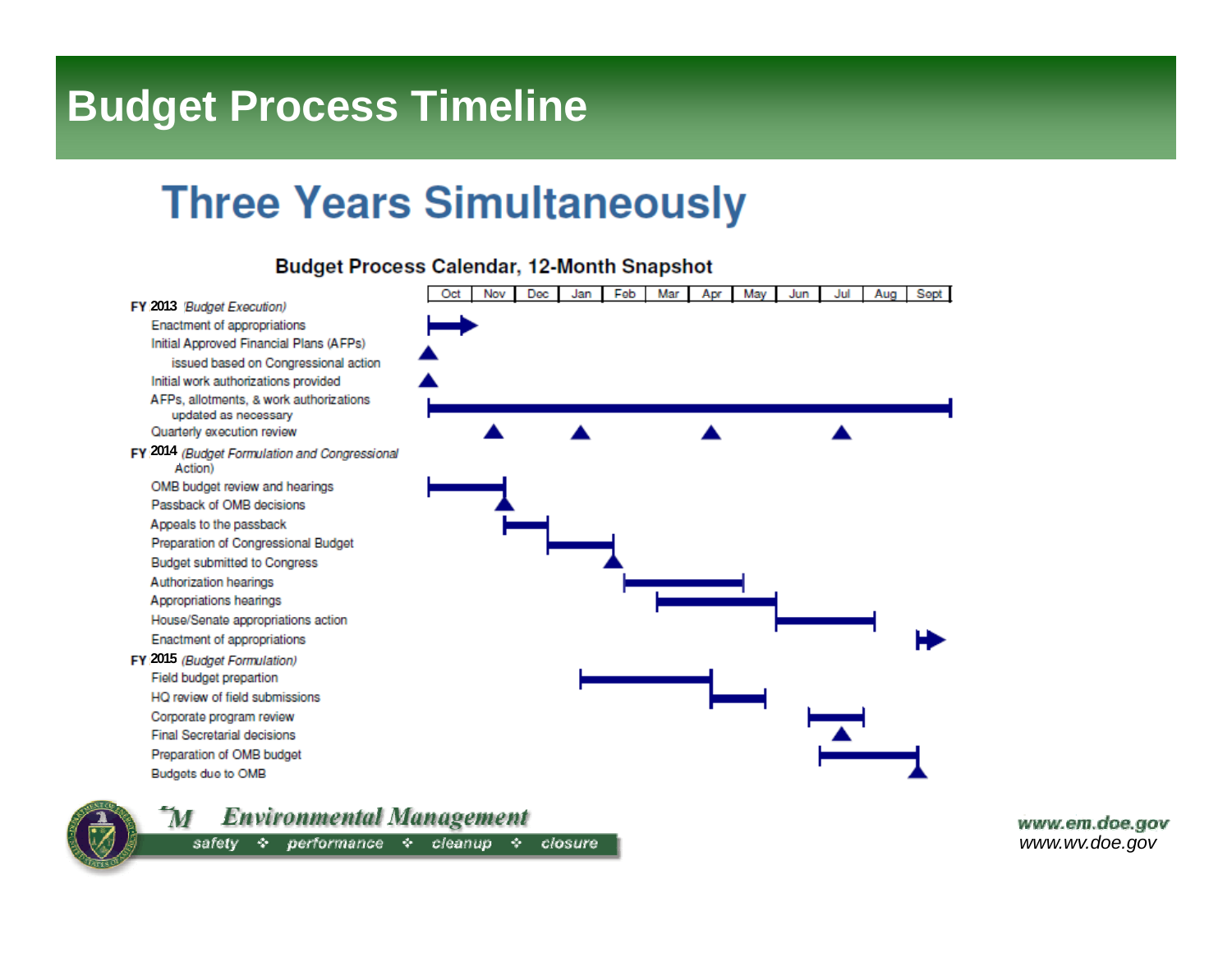# Budget Process Timeline

## Three Years Simultaneously

### Budget Process Calendar, 12-Month Snapshot

| | Oct | Nov | Dec | Jan | Feb | Mar | Apr | May | Jun | Jul | Aug | Sept |
|---|---|---|---|---|---|---|---|---|---|---|---|---|
| **FY 2013** *(Budget Execution)* | | | | | | | | | | | | |
| Enactment of appropriations | | | | | | | | | | | | |
| Initial Approved Financial Plans (AFPs) issued based on Congressional action | | | | | | | | | | | | |
| Initial work authorizations provided | | | | | | | | | | | | |
| AFPs, allotments, & work authorizations updated as necessary | | | | | | | | | | | | |
| Quarterly execution review | | | | | | | | | | | | |
| **FY 2014** *(Budget Formulation and Congressional Action)* | | | | | | | | | | | | |
| OMB budget review and hearings | | | | | | | | | | | | |
| Passback of OMB decisions | | | | | | | | | | | | |
| Appeals to the passback | | | | | | | | | | | | |
| Preparation of Congressional Budget | | | | | | | | | | | | |
| Budget submitted to Congress | | | | | | | | | | | | |
| Authorization hearings | | | | | | | | | | | | |
| Appropriations hearings | | | | | | | | | | | | |
| House/Senate appropriations action | | | | | | | | | | | | |
| Enactment of appropriations | | | | | | | | | | | | |
| **FY 2015** *(Budget Formulation)* | | | | | | | | | | | | |
| Field budget prepartion | | | | | | | | | | | | |
| HQ review of field submissions | | | | | | | | | | | | |
| Corporate program review | | | | | | | | | | | | |
| Final Secretarial decisions | | | | | | | | | | | | |
| Preparation of OMB budget | | | | | | | | | | | | |
| Budgets due to OMB | | | | | | | | | | | | |

**Environmental Management**
safety ❖ performance ❖ cleanup ❖ closure

www.em.doe.gov
www.wv.doe.gov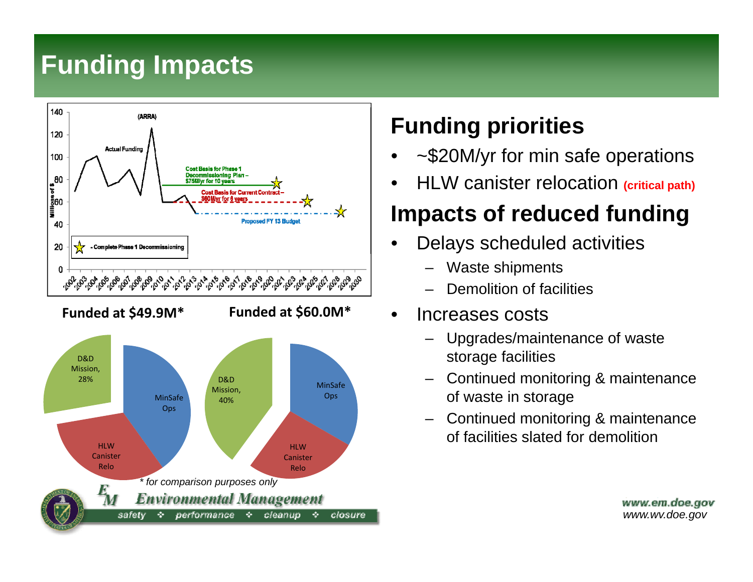# Funding Impacts

140
120
100
80
60
40
20
0

Millions of $

(ARRA)

Actual Funding

Cost Basis for Phase 1 Decommissioning Plan – $75M/yr for 10 years

Cost Basis for Current Contract – $60M/yr for 6 years

Proposed FY 13 Budget

- Complete Phase 1 Decommissioning

2002 2003 2004 2005 2006 2007 2008 2009 2010 2011 2012 2013 2014 2015 2016 2017 2018 2019 2020 2021 2023 2024 2025 2027 2028 2029 2030

**Funded at $49.9M***

D&D Mission, 28%

MinSafe Ops

HLW Canister Relo

**Funded at $60.0M***

D&D Mission, 40%

MinSafe Ops

HLW Canister Relo

*\* for comparison purposes only*

## Funding priorities

- ~$20M/yr for min safe operations
- HLW canister relocation **(critical path)**

## Impacts of reduced funding

- Delays scheduled activities
  - Waste shipments
  - Demolition of facilities
- Increases costs
  - Upgrades/maintenance of waste storage facilities
  - Continued monitoring & maintenance of waste in storage
  - Continued monitoring & maintenance of facilities slated for demolition